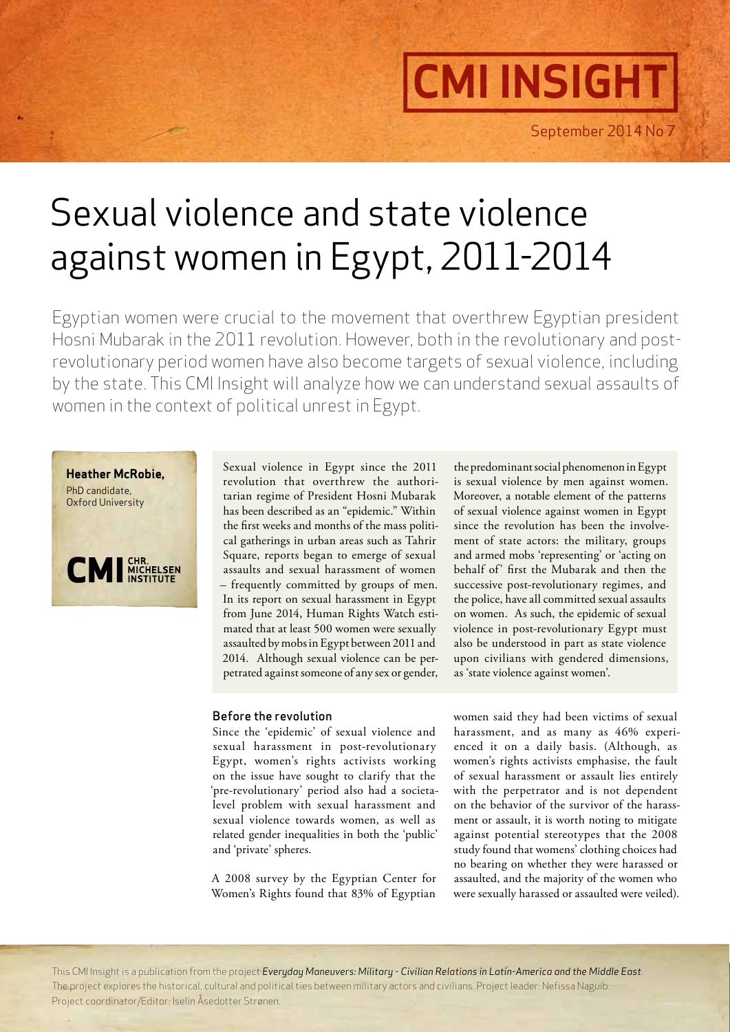CMI INSIGHT

September 2014 No 7

# Sexual violence and state violence against women in Egypt, 2011-2014

Egyptian women were crucial to the movement that overthrew Egyptian president Hosni Mubarak in the 2011 revolution. However, both in the revolutionary and post-revolutionary period women have also become targets of sexual violence, including by the state. This CMI Insight will analyze how we can understand sexual assaults of women in the context of political unrest in Egypt.

**Heather McRobie,**
PhD candidate,
Oxford University

CMI CHR. MICHELSEN INSTITUTE

Sexual violence in Egypt since the 2011 revolution that overthrew the authoritarian regime of President Hosni Mubarak has been described as an "epidemic." Within the first weeks and months of the mass political gatherings in urban areas such as Tahrir Square, reports began to emerge of sexual assaults and sexual harassment of women – frequently committed by groups of men. In its report on sexual harassment in Egypt from June 2014, Human Rights Watch estimated that at least 500 women were sexually assaulted by mobs in Egypt between 2011 and 2014. Although sexual violence can be perpetrated against someone of any sex or gender, the predominant social phenomenon in Egypt is sexual violence by men against women. Moreover, a notable element of the patterns of sexual violence against women in Egypt since the revolution has been the involvement of state actors: the military, groups and armed mobs 'representing' or 'acting on behalf of' first the Mubarak and then the successive post-revolutionary regimes, and the police, have all committed sexual assaults on women. As such, the epidemic of sexual violence in post-revolutionary Egypt must also be understood in part as state violence upon civilians with gendered dimensions, as 'state violence against women'.

## Before the revolution

Since the 'epidemic' of sexual violence and sexual harassment in post-revolutionary Egypt, women's rights activists working on the issue have sought to clarify that the 'pre-revolutionary' period also had a societal-level problem with sexual harassment and sexual violence towards women, as well as related gender inequalities in both the 'public' and 'private' spheres.

A 2008 survey by the Egyptian Center for Women's Rights found that 83% of Egyptian women said they had been victims of sexual harassment, and as many as 46% experienced it on a daily basis. (Although, as women's rights activists emphasise, the fault of sexual harassment or assault lies entirely with the perpetrator and is not dependent on the behavior of the survivor of the harassment or assault, it is worth noting to mitigate against potential stereotypes that the 2008 study found that womens' clothing choices had no bearing on whether they were harassed or assaulted, and the majority of the women who were sexually harassed or assaulted were veiled).

This CMI Insight is a publication from the project *Everyday Maneuvers: Military - Civilian Relations in Latin-America and the Middle East*. The project explores the historical, cultural and political ties between military actors and civilians. Project leader: Nefissa Naguib. Project coordinator/Editor: Iselin Åsedotter Strønen.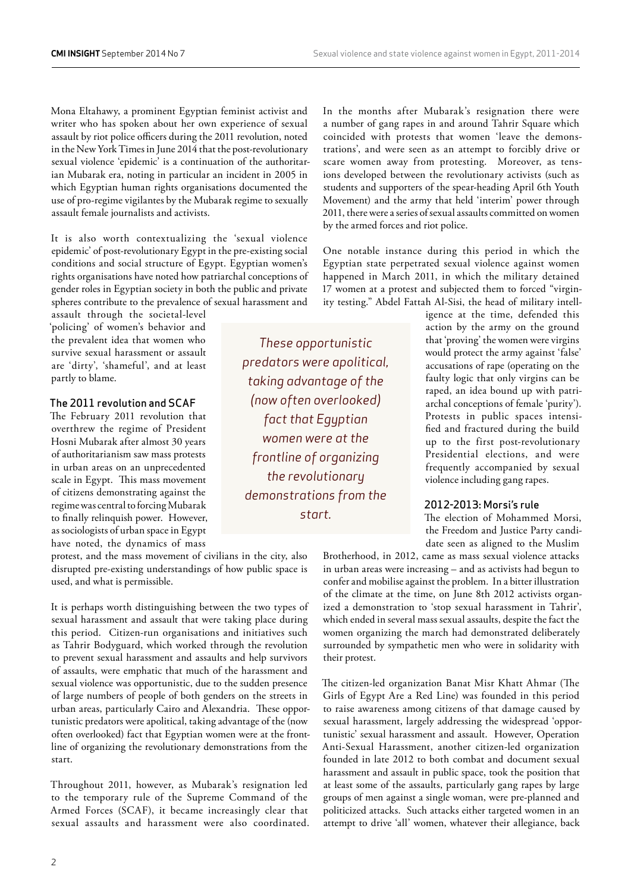Mona Eltahawy, a prominent Egyptian feminist activist and writer who has spoken about her own experience of sexual assault by riot police officers during the 2011 revolution, noted in the New York Times in June 2014 that the post-revolutionary sexual violence 'epidemic' is a continuation of the authoritarian Mubarak era, noting in particular an incident in 2005 in which Egyptian human rights organisations documented the use of pro-regime vigilantes by the Mubarak regime to sexually assault female journalists and activists.

It is also worth contextualizing the 'sexual violence epidemic' of post-revolutionary Egypt in the pre-existing social conditions and social structure of Egypt. Egyptian women's rights organisations have noted how patriarchal conceptions of gender roles in Egyptian society in both the public and private spheres contribute to the prevalence of sexual harassment and assault through the societal-level 'policing' of women's behavior and the prevalent idea that women who survive sexual harassment or assault are 'dirty', 'shameful', and at least partly to blame.

### The 2011 revolution and SCAF

The February 2011 revolution that overthrew the regime of President Hosni Mubarak after almost 30 years of authoritarianism saw mass protests in urban areas on an unprecedented scale in Egypt. This mass movement of citizens demonstrating against the regime was central to forcing Mubarak to finally relinquish power. However, as sociologists of urban space in Egypt have noted, the dynamics of mass protest, and the mass movement of civilians in the city, also disrupted pre-existing understandings of how public space is used, and what is permissible.

It is perhaps worth distinguishing between the two types of sexual harassment and assault that were taking place during this period. Citizen-run organisations and initiatives such as Tahrir Bodyguard, which worked through the revolution to prevent sexual harassment and assaults and help survivors of assaults, were emphatic that much of the harassment and sexual violence was opportunistic, due to the sudden presence of large numbers of people of both genders on the streets in urban areas, particularly Cairo and Alexandria. These opportunistic predators were apolitical, taking advantage of the (now often overlooked) fact that Egyptian women were at the frontline of organizing the revolutionary demonstrations from the start.

*These opportunistic predators were apolitical, taking advantage of the (now often overlooked) fact that Egyptian women were at the frontline of organizing the revolutionary demonstrations from the start.*

Throughout 2011, however, as Mubarak's resignation led to the temporary rule of the Supreme Command of the Armed Forces (SCAF), it became increasingly clear that sexual assaults and harassment were also coordinated. In the months after Mubarak's resignation there were a number of gang rapes in and around Tahrir Square which coincided with protests that women 'leave the demonstrations', and were seen as an attempt to forcibly drive or scare women away from protesting. Moreover, as tensions developed between the revolutionary activists (such as students and supporters of the spear-heading April 6th Youth Movement) and the army that held 'interim' power through 2011, there were a series of sexual assaults committed on women by the armed forces and riot police.

One notable instance during this period in which the Egyptian state perpetrated sexual violence against women happened in March 2011, in which the military detained 17 women at a protest and subjected them to forced "virginity testing." Abdel Fattah Al-Sisi, the head of military intelligence at the time, defended this action by the army on the ground that 'proving' the women were virgins would protect the army against 'false' accusations of rape (operating on the faulty logic that only virgins can be raped, an idea bound up with patriarchal conceptions of female 'purity'). Protests in public spaces intensified and fractured during the build up to the first post-revolutionary Presidential elections, and were frequently accompanied by sexual violence including gang rapes.

### 2012-2013: Morsi's rule

The election of Mohammed Morsi, the Freedom and Justice Party candidate seen as aligned to the Muslim Brotherhood, in 2012, came as mass sexual violence attacks in urban areas were increasing – and as activists had begun to confer and mobilise against the problem. In a bitter illustration of the climate at the time, on June 8th 2012 activists organized a demonstration to 'stop sexual harassment in Tahrir', which ended in several mass sexual assaults, despite the fact the women organizing the march had demonstrated deliberately surrounded by sympathetic men who were in solidarity with their protest.

The citizen-led organization Banat Misr Khatt Ahmar (The Girls of Egypt Are a Red Line) was founded in this period to raise awareness among citizens of that damage caused by sexual harassment, largely addressing the widespread 'opportunistic' sexual harassment and assault. However, Operation Anti-Sexual Harassment, another citizen-led organization founded in late 2012 to both combat and document sexual harassment and assault in public space, took the position that at least some of the assaults, particularly gang rapes by large groups of men against a single woman, were pre-planned and politicized attacks. Such attacks either targeted women in an attempt to drive 'all' women, whatever their allegiance, back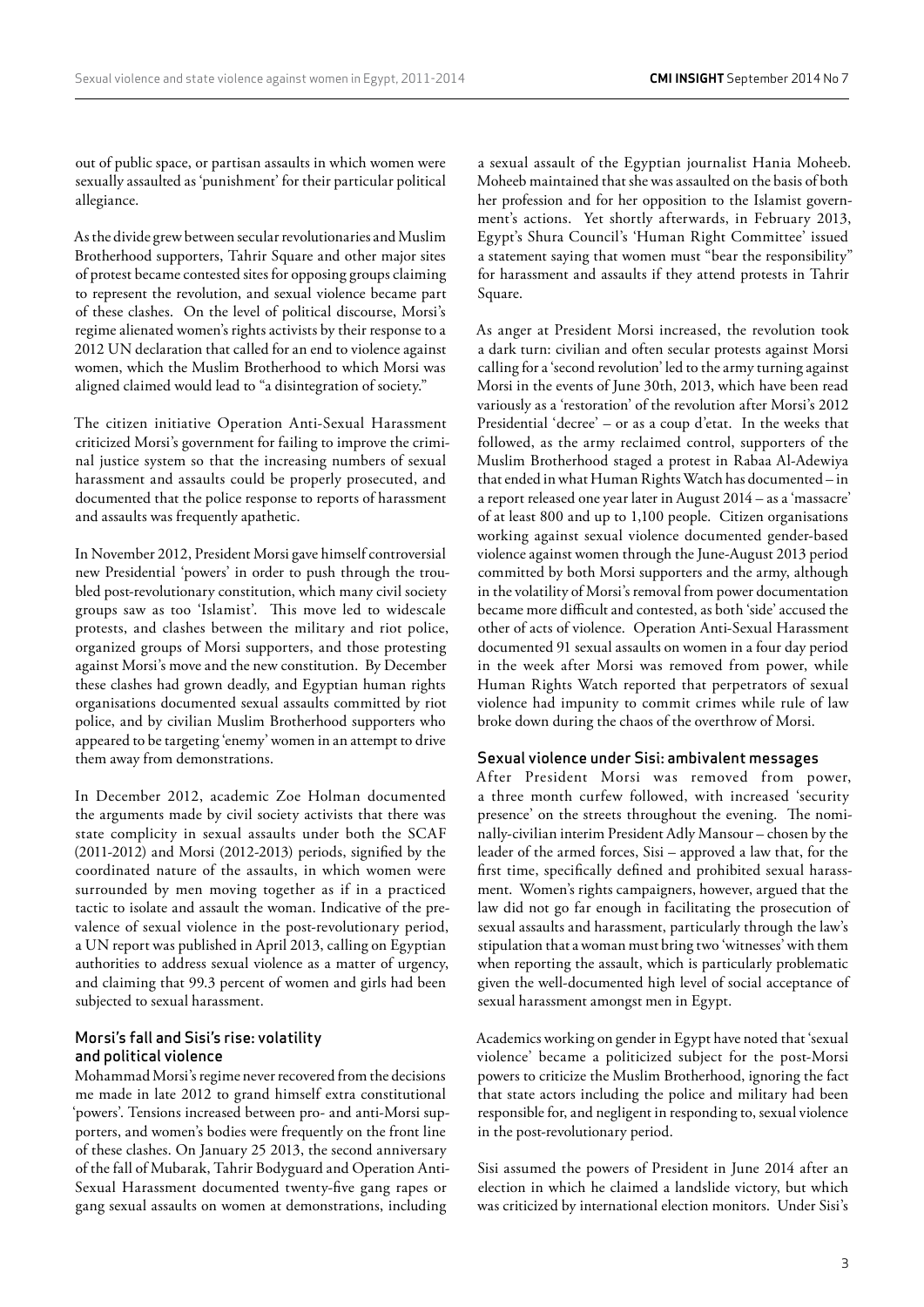out of public space, or partisan assaults in which women were sexually assaulted as 'punishment' for their particular political allegiance.

As the divide grew between secular revolutionaries and Muslim Brotherhood supporters, Tahrir Square and other major sites of protest became contested sites for opposing groups claiming to represent the revolution, and sexual violence became part of these clashes. On the level of political discourse, Morsi's regime alienated women's rights activists by their response to a 2012 UN declaration that called for an end to violence against women, which the Muslim Brotherhood to which Morsi was aligned claimed would lead to "a disintegration of society."

The citizen initiative Operation Anti-Sexual Harassment criticized Morsi's government for failing to improve the criminal justice system so that the increasing numbers of sexual harassment and assaults could be properly prosecuted, and documented that the police response to reports of harassment and assaults was frequently apathetic.

In November 2012, President Morsi gave himself controversial new Presidential 'powers' in order to push through the troubled post-revolutionary constitution, which many civil society groups saw as too 'Islamist'. This move led to widescale protests, and clashes between the military and riot police, organized groups of Morsi supporters, and those protesting against Morsi's move and the new constitution. By December these clashes had grown deadly, and Egyptian human rights organisations documented sexual assaults committed by riot police, and by civilian Muslim Brotherhood supporters who appeared to be targeting 'enemy' women in an attempt to drive them away from demonstrations.

In December 2012, academic Zoe Holman documented the arguments made by civil society activists that there was state complicity in sexual assaults under both the SCAF (2011-2012) and Morsi (2012-2013) periods, signified by the coordinated nature of the assaults, in which women were surrounded by men moving together as if in a practiced tactic to isolate and assault the woman. Indicative of the prevalence of sexual violence in the post-revolutionary period, a UN report was published in April 2013, calling on Egyptian authorities to address sexual violence as a matter of urgency, and claiming that 99.3 percent of women and girls had been subjected to sexual harassment.

## Morsi's fall and Sisi's rise: volatility and political violence

Mohammad Morsi's regime never recovered from the decisions me made in late 2012 to grand himself extra constitutional 'powers'. Tensions increased between pro- and anti-Morsi supporters, and women's bodies were frequently on the front line of these clashes. On January 25 2013, the second anniversary of the fall of Mubarak, Tahrir Bodyguard and Operation Anti-Sexual Harassment documented twenty-five gang rapes or gang sexual assaults on women at demonstrations, including a sexual assault of the Egyptian journalist Hania Moheeb. Moheeb maintained that she was assaulted on the basis of both her profession and for her opposition to the Islamist government's actions. Yet shortly afterwards, in February 2013, Egypt's Shura Council's 'Human Right Committee' issued a statement saying that women must "bear the responsibility" for harassment and assaults if they attend protests in Tahrir Square.

As anger at President Morsi increased, the revolution took a dark turn: civilian and often secular protests against Morsi calling for a 'second revolution' led to the army turning against Morsi in the events of June 30th, 2013, which have been read variously as a 'restoration' of the revolution after Morsi's 2012 Presidential 'decree' – or as a coup d'etat. In the weeks that followed, as the army reclaimed control, supporters of the Muslim Brotherhood staged a protest in Rabaa Al-Adewiya that ended in what Human Rights Watch has documented – in a report released one year later in August 2014 – as a 'massacre' of at least 800 and up to 1,100 people. Citizen organisations working against sexual violence documented gender-based violence against women through the June-August 2013 period committed by both Morsi supporters and the army, although in the volatility of Morsi's removal from power documentation became more difficult and contested, as both 'side' accused the other of acts of violence. Operation Anti-Sexual Harassment documented 91 sexual assaults on women in a four day period in the week after Morsi was removed from power, while Human Rights Watch reported that perpetrators of sexual violence had impunity to commit crimes while rule of law broke down during the chaos of the overthrow of Morsi.

## Sexual violence under Sisi: ambivalent messages

After President Morsi was removed from power, a three month curfew followed, with increased 'security presence' on the streets throughout the evening. The nominally-civilian interim President Adly Mansour – chosen by the leader of the armed forces, Sisi – approved a law that, for the first time, specifically defined and prohibited sexual harassment. Women's rights campaigners, however, argued that the law did not go far enough in facilitating the prosecution of sexual assaults and harassment, particularly through the law's stipulation that a woman must bring two 'witnesses' with them when reporting the assault, which is particularly problematic given the well-documented high level of social acceptance of sexual harassment amongst men in Egypt.

Academics working on gender in Egypt have noted that 'sexual violence' became a politicized subject for the post-Morsi powers to criticize the Muslim Brotherhood, ignoring the fact that state actors including the police and military had been responsible for, and negligent in responding to, sexual violence in the post-revolutionary period.

Sisi assumed the powers of President in June 2014 after an election in which he claimed a landslide victory, but which was criticized by international election monitors. Under Sisi's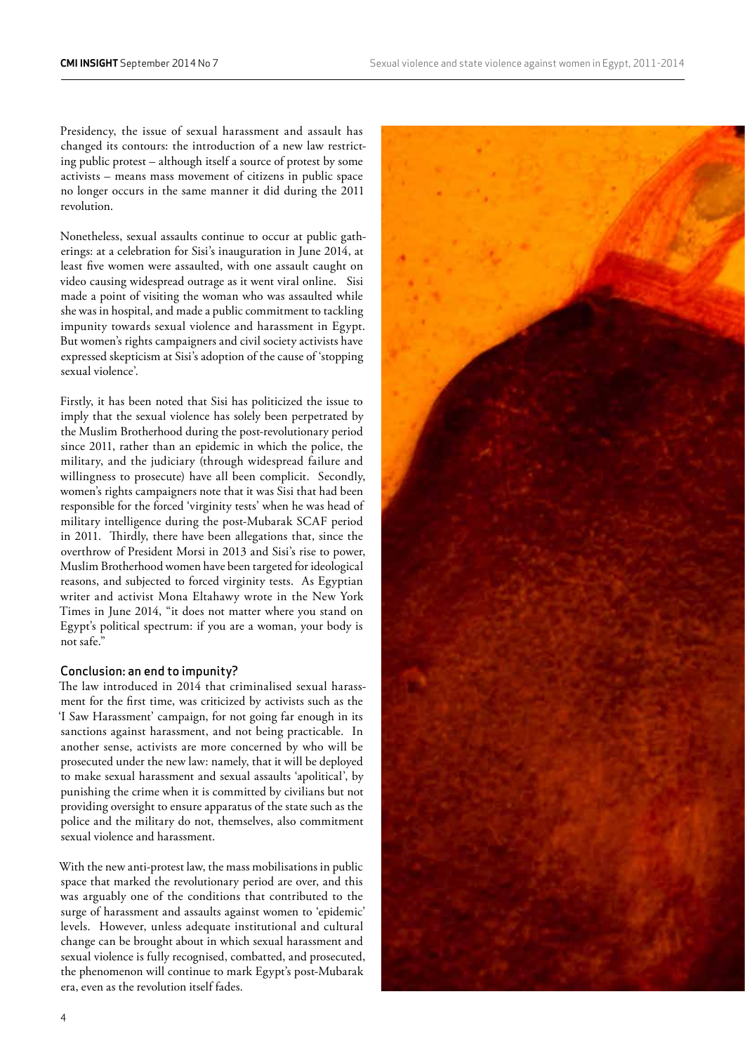Presidency, the issue of sexual harassment and assault has changed its contours: the introduction of a new law restricting public protest – although itself a source of protest by some activists – means mass movement of citizens in public space no longer occurs in the same manner it did during the 2011 revolution.

Nonetheless, sexual assaults continue to occur at public gatherings: at a celebration for Sisi's inauguration in June 2014, at least five women were assaulted, with one assault caught on video causing widespread outrage as it went viral online. Sisi made a point of visiting the woman who was assaulted while she was in hospital, and made a public commitment to tackling impunity towards sexual violence and harassment in Egypt. But women's rights campaigners and civil society activists have expressed skepticism at Sisi's adoption of the cause of 'stopping sexual violence'.

Firstly, it has been noted that Sisi has politicized the issue to imply that the sexual violence has solely been perpetrated by the Muslim Brotherhood during the post-revolutionary period since 2011, rather than an epidemic in which the police, the military, and the judiciary (through widespread failure and willingness to prosecute) have all been complicit. Secondly, women's rights campaigners note that it was Sisi that had been responsible for the forced 'virginity tests' when he was head of military intelligence during the post-Mubarak SCAF period in 2011. Thirdly, there have been allegations that, since the overthrow of President Morsi in 2013 and Sisi's rise to power, Muslim Brotherhood women have been targeted for ideological reasons, and subjected to forced virginity tests. As Egyptian writer and activist Mona Eltahawy wrote in the New York Times in June 2014, "it does not matter where you stand on Egypt's political spectrum: if you are a woman, your body is not safe."

## Conclusion: an end to impunity?

The law introduced in 2014 that criminalised sexual harassment for the first time, was criticized by activists such as the 'I Saw Harassment' campaign, for not going far enough in its sanctions against harassment, and not being practicable. In another sense, activists are more concerned by who will be prosecuted under the new law: namely, that it will be deployed to make sexual harassment and sexual assaults 'apolitical', by punishing the crime when it is committed by civilians but not providing oversight to ensure apparatus of the state such as the police and the military do not, themselves, also commitment sexual violence and harassment.

With the new anti-protest law, the mass mobilisations in public space that marked the revolutionary period are over, and this was arguably one of the conditions that contributed to the surge of harassment and assaults against women to 'epidemic' levels. However, unless adequate institutional and cultural change can be brought about in which sexual harassment and sexual violence is fully recognised, combatted, and prosecuted, the phenomenon will continue to mark Egypt's post-Mubarak era, even as the revolution itself fades.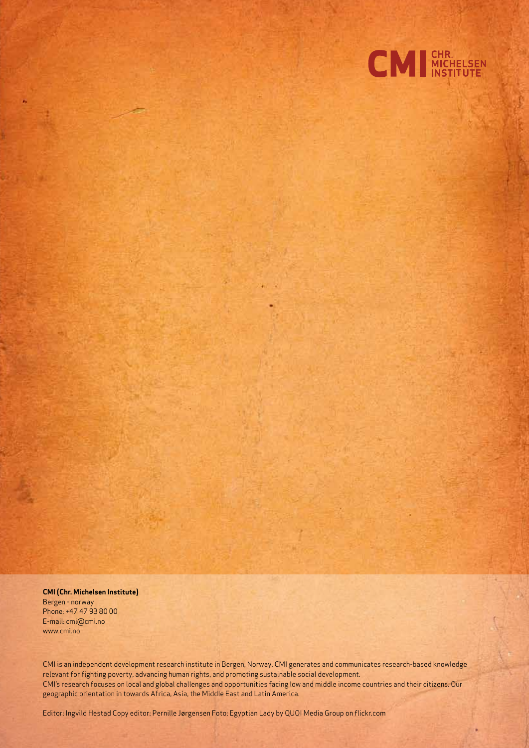**CMI (Chr. Michelsen Institute)**
Bergen - norway
Phone: +47 47 93 80 00
E-mail: cmi@cmi.no
www.cmi.no

CMI is an independent development research institute in Bergen, Norway. CMI generates and communicates research-based knowledge relevant for fighting poverty, advancing human rights, and promoting sustainable social development.
CMI's research focuses on local and global challenges and opportunities facing low and middle income countries and their citizens. Our geographic orientation in towards Africa, Asia, the Middle East and Latin America.

Editor: Ingvild Hestad Copy editor: Pernille Jørgensen Foto: Egyptian Lady by QUOI Media Group on flickr.com